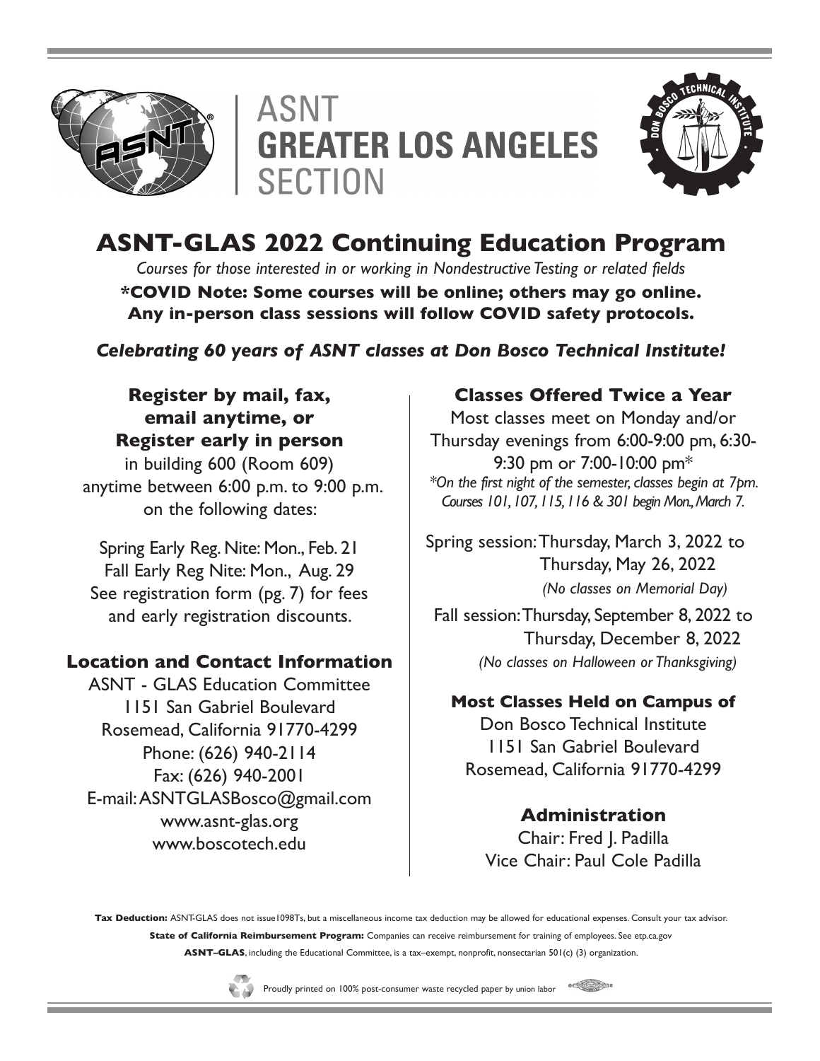# ASNT GREATER LOS ANGELES SECTION

## ASNT-GLAS 2022 Continuing Education Program

*Courses for those interested in or working in Nondestructive Testing or related fields*

**\*COVID Note: Some courses will be online; others may go online. Any in-person class sessions will follow COVID safety protocols.**

***Celebrating 60 years of ASNT classes at Don Bosco Technical Institute!***

### Register by mail, fax, email anytime, or Register early in person

in building 600 (Room 609) anytime between 6:00 p.m. to 9:00 p.m. on the following dates:

Spring Early Reg. Nite: Mon., Feb. 21
Fall Early Reg Nite: Mon., Aug. 29
See registration form (pg. 7) for fees and early registration discounts.

### Location and Contact Information

ASNT - GLAS Education Committee
1151 San Gabriel Boulevard
Rosemead, California 91770-4299
Phone: (626) 940-2114
Fax: (626) 940-2001
E-mail: ASNTGLASBosco@gmail.com
www.asnt-glas.org
www.boscotech.edu

### Classes Offered Twice a Year

Most classes meet on Monday and/or Thursday evenings from 6:00-9:00 pm, 6:30-9:30 pm or 7:00-10:00 pm*

*\*On the first night of the semester, classes begin at 7pm. Courses 101, 107, 115, 116 & 301 begin Mon., March 7.*

Spring session: Thursday, March 3, 2022 to Thursday, May 26, 2022
*(No classes on Memorial Day)*

Fall session: Thursday, September 8, 2022 to Thursday, December 8, 2022
*(No classes on Halloween or Thanksgiving)*

### Most Classes Held on Campus of

Don Bosco Technical Institute
1151 San Gabriel Boulevard
Rosemead, California 91770-4299

### Administration

Chair: Fred J. Padilla
Vice Chair: Paul Cole Padilla

**Tax Deduction:** ASNT-GLAS does not issue1098Ts, but a miscellaneous income tax deduction may be allowed for educational expenses. Consult your tax advisor.

**State of California Reimbursement Program:** Companies can receive reimbursement for training of employees. See etp.ca.gov

**ASNT–GLAS**, including the Educational Committee, is a tax–exempt, nonprofit, nonsectarian 501(c) (3) organization.

Proudly printed on 100% post-consumer waste recycled paper by union labor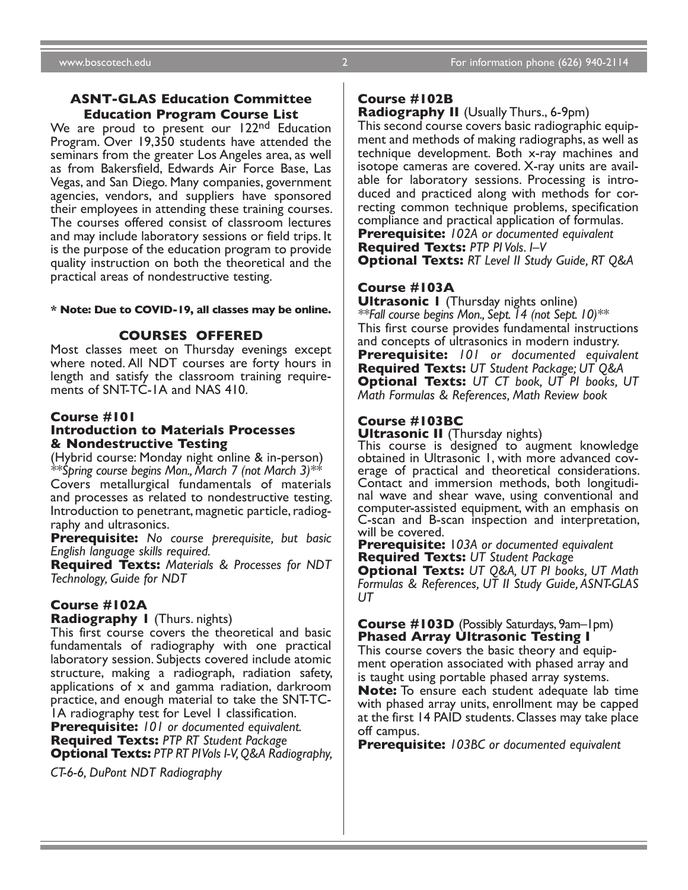## ASNT-GLAS Education Committee Education Program Course List

We are proud to present our 122nd Education Program. Over 19,350 students have attended the seminars from the greater Los Angeles area, as well as from Bakersfield, Edwards Air Force Base, Las Vegas, and San Diego. Many companies, government agencies, vendors, and suppliers have sponsored their employees in attending these training courses. The courses offered consist of classroom lectures and may include laboratory sessions or field trips. It is the purpose of the education program to provide quality instruction on both the theoretical and the practical areas of nondestructive testing.

**\* Note: Due to COVID-19, all classes may be online.**

## COURSES OFFERED

Most classes meet on Thursday evenings except where noted. All NDT courses are forty hours in length and satisfy the classroom training requirements of SNT-TC-1A and NAS 410.

### Course #101
### Introduction to Materials Processes & Nondestructive Testing

(Hybrid course: Monday night online & in-person)
*\*\*Spring course begins Mon., March 7 (not March 3)\*\**
Covers metallurgical fundamentals of materials and processes as related to nondestructive testing. Introduction to penetrant, magnetic particle, radiography and ultrasonics.

**Prerequisite:** *No course prerequisite, but basic English language skills required.*
**Required Texts:** *Materials & Processes for NDT Technology, Guide for NDT*

### Course #102A
**Radiography I** (Thurs. nights)

This first course covers the theoretical and basic fundamentals of radiography with one practical laboratory session. Subjects covered include atomic structure, making a radiograph, radiation safety, applications of x and gamma radiation, darkroom practice, and enough material to take the SNT-TC-1A radiography test for Level 1 classification.

**Prerequisite:** *101 or documented equivalent.*
**Required Texts:** *PTP RT Student Package*
**Optional Texts:** *PTP RT PI Vols I-V, Q&A Radiography, CT-6-6, DuPont NDT Radiography*

### Course #102B
**Radiography II** (Usually Thurs., 6-9pm)

This second course covers basic radiographic equipment and methods of making radiographs, as well as technique development. Both x-ray machines and isotope cameras are covered. X-ray units are available for laboratory sessions. Processing is introduced and practiced along with methods for correcting common technique problems, specification compliance and practical application of formulas.

**Prerequisite:** *102A or documented equivalent*
**Required Texts:** *PTP PI Vols. I–V*
**Optional Texts:** *RT Level II Study Guide, RT Q&A*

### Course #103A
**Ultrasonic I** (Thursday nights online)
*\*\*Fall course begins Mon., Sept. 14 (not Sept. 10)\*\**

This first course provides fundamental instructions and concepts of ultrasonics in modern industry.

**Prerequisite:** *101 or documented equivalent*
**Required Texts:** *UT Student Package; UT Q&A*
**Optional Texts:** *UT CT book, UT PI books, UT Math Formulas & References, Math Review book*

### Course #103BC
**Ultrasonic II** (Thursday nights)

This course is designed to augment knowledge obtained in Ultrasonic 1, with more advanced coverage of practical and theoretical considerations. Contact and immersion methods, both longitudinal wave and shear wave, using conventional and computer-assisted equipment, with an emphasis on C-scan and B-scan inspection and interpretation, will be covered.

**Prerequisite:** *103A or documented equivalent*
**Required Texts:** *UT Student Package*
**Optional Texts:** *UT Q&A, UT PI books, UT Math Formulas & References, UT II Study Guide, ASNT-GLAS UT*

### Course #103D (Possibly Saturdays, 9am–1pm)
### Phased Array Ultrasonic Testing I

This course covers the basic theory and equipment operation associated with phased array and is taught using portable phased array systems.

**Note:** To ensure each student adequate lab time with phased array units, enrollment may be capped at the first 14 PAID students. Classes may take place off campus.

**Prerequisite:** *103BC or documented equivalent*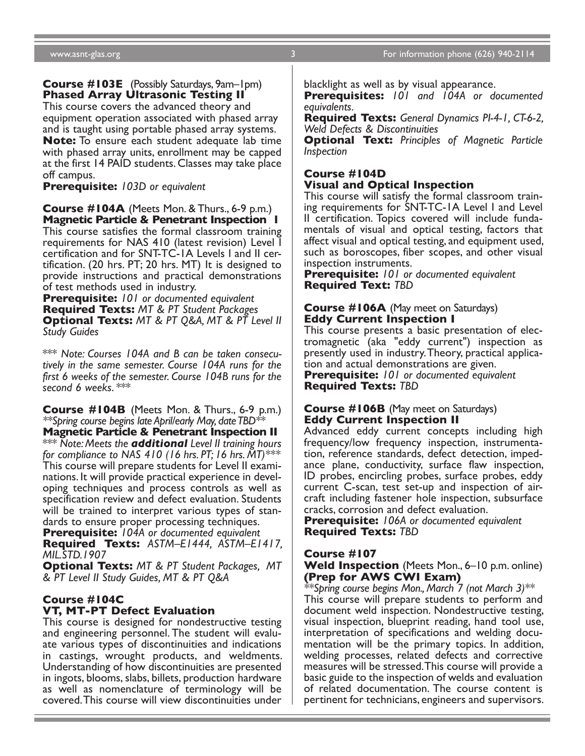**Course #103E** (Possibly Saturdays, 9am–1pm)
**Phased Array Ultrasonic Testing II**

This course covers the advanced theory and equipment operation associated with phased array and is taught using portable phased array systems.

**Note:** To ensure each student adequate lab time with phased array units, enrollment may be capped at the first 14 PAID students. Classes may take place off campus.

**Prerequisite:** *103D or equivalent*

**Course #104A** (Meets Mon. & Thurs., 6-9 p.m.)
**Magnetic Particle & Penetrant Inspection I**

This course satisfies the formal classroom training requirements for NAS 410 (latest revision) Level I certification and for SNT-TC-1A Levels I and II certification. (20 hrs. PT; 20 hrs. MT) It is designed to provide instructions and practical demonstrations of test methods used in industry.

**Prerequisite:** *101 or documented equivalent*
**Required Texts:** *MT & PT Student Packages*
**Optional Texts:** *MT & PT Q&A, MT & PT Level II Study Guides*

*\*\*\* Note: Courses 104A and B can be taken consecutively in the same semester. Course 104A runs for the first 6 weeks of the semester. Course 104B runs for the second 6 weeks. \*\*\**

**Course #104B** (Meets Mon. & Thurs., 6-9 p.m.)
*\*\*Spring course begins late April/early May, date TBD\*\**
**Magnetic Particle & Penetrant Inspection II**
*\*\*\* Note: Meets the **additional** Level II training hours for compliance to NAS 410 (16 hrs. PT; 16 hrs. MT)\*\*\**

This course will prepare students for Level II examinations. It will provide practical experience in developing techniques and process controls as well as specification review and defect evaluation. Students will be trained to interpret various types of standards to ensure proper processing techniques.

**Prerequisite:** *104A or documented equivalent*
**Required Texts:** *ASTM–E1444, ASTM–E1417, MIL.STD.1907*
**Optional Texts:** *MT & PT Student Packages, MT & PT Level II Study Guides, MT & PT Q&A*

**Course #104C**
**VT, MT-PT Defect Evaluation**

This course is designed for nondestructive testing and engineering personnel. The student will evaluate various types of discontinuities and indications in castings, wrought products, and weldments. Understanding of how discontinuities are presented in ingots, blooms, slabs, billets, production hardware as well as nomenclature of terminology will be covered. This course will view discontinuities under blacklight as well as by visual appearance.

**Prerequisites:** *101 and 104A or documented equivalents.*
**Required Texts:** *General Dynamics PI-4-1, CT-6-2, Weld Defects & Discontinuities*
**Optional Text:** *Principles of Magnetic Particle Inspection*

**Course #104D**
**Visual and Optical Inspection**

This course will satisfy the formal classroom training requirements for SNT-TC-1A Level I and Level II certification. Topics covered will include fundamentals of visual and optical testing, factors that affect visual and optical testing, and equipment used, such as boroscopes, fiber scopes, and other visual inspection instruments.

**Prerequisite:** *101 or documented equivalent*
**Required Text:** *TBD*

**Course #106A** (May meet on Saturdays)
**Eddy Current Inspection I**

This course presents a basic presentation of electromagnetic (aka "eddy current") inspection as presently used in industry. Theory, practical application and actual demonstrations are given.

**Prerequisite:** *101 or documented equivalent*
**Required Texts:** *TBD*

**Course #106B** (May meet on Saturdays)
**Eddy Current Inspection II**

Advanced eddy current concepts including high frequency/low frequency inspection, instrumentation, reference standards, defect detection, impedance plane, conductivity, surface flaw inspection, ID probes, encircling probes, surface probes, eddy current C-scan, test set-up and inspection of aircraft including fastener hole inspection, subsurface cracks, corrosion and defect evaluation.

**Prerequisite:** *106A or documented equivalent*
**Required Texts:** *TBD*

**Course #107**
**Weld Inspection** (Meets Mon., 6–10 p.m. online)
**(Prep for AWS CWI Exam)**
*\*\*Spring course begins Mon., March 7 (not March 3)\*\**

This course will prepare students to perform and document weld inspection. Nondestructive testing, visual inspection, blueprint reading, hand tool use, interpretation of specifications and welding documentation will be the primary topics. In addition, welding processes, related defects and corrective measures will be stressed. This course will provide a basic guide to the inspection of welds and evaluation of related documentation. The course content is pertinent for technicians, engineers and supervisors.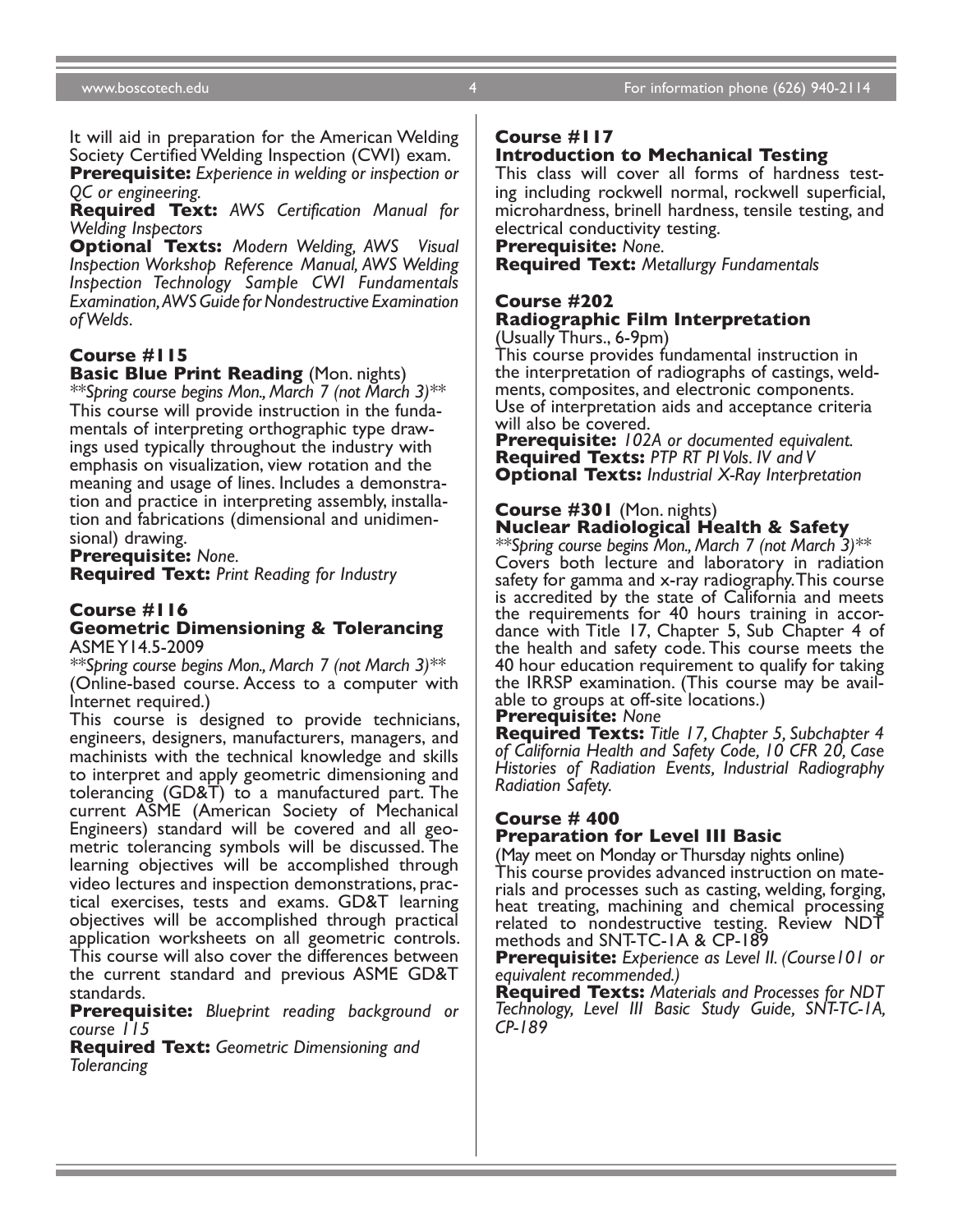It will aid in preparation for the American Welding Society Certified Welding Inspection (CWI) exam.

**Prerequisite:** *Experience in welding or inspection or QC or engineering.*

**Required Text:** *AWS Certification Manual for Welding Inspectors*

**Optional Texts:** *Modern Welding, AWS Visual Inspection Workshop Reference Manual, AWS Welding Inspection Technology Sample CWI Fundamentals Examination, AWS Guide for Nondestructive Examination of Welds.*

### Course #115
### Basic Blue Print Reading (Mon. nights)

*\*\*Spring course begins Mon., March 7 (not March 3)\*\**

This course will provide instruction in the fundamentals of interpreting orthographic type drawings used typically throughout the industry with emphasis on visualization, view rotation and the meaning and usage of lines. Includes a demonstration and practice in interpreting assembly, installation and fabrications (dimensional and unidimensional) drawing.

**Prerequisite:** *None.*

**Required Text:** *Print Reading for Industry*

### Course #116
### Geometric Dimensioning & Tolerancing

ASME Y14.5-2009

*\*\*Spring course begins Mon., March 7 (not March 3)\*\**

(Online-based course. Access to a computer with Internet required.)

This course is designed to provide technicians, engineers, designers, manufacturers, managers, and machinists with the technical knowledge and skills to interpret and apply geometric dimensioning and tolerancing (GD&T) to a manufactured part. The current ASME (American Society of Mechanical Engineers) standard will be covered and all geometric tolerancing symbols will be discussed. The learning objectives will be accomplished through video lectures and inspection demonstrations, practical exercises, tests and exams. GD&T learning objectives will be accomplished through practical application worksheets on all geometric controls. This course will also cover the differences between the current standard and previous ASME GD&T standards.

**Prerequisite:** *Blueprint reading background or course 115*

**Required Text:** *Geometric Dimensioning and Tolerancing*

### Course #117
### Introduction to Mechanical Testing

This class will cover all forms of hardness testing including rockwell normal, rockwell superficial, microhardness, brinell hardness, tensile testing, and electrical conductivity testing.

**Prerequisite:** *None.*

**Required Text:** *Metallurgy Fundamentals*

### Course #202
### Radiographic Film Interpretation

(Usually Thurs., 6-9pm)

This course provides fundamental instruction in the interpretation of radiographs of castings, weldments, composites, and electronic components. Use of interpretation aids and acceptance criteria will also be covered.

**Prerequisite:** *102A or documented equivalent.*

**Required Texts:** *PTP RT PI Vols. IV and V*

**Optional Texts:** *Industrial X-Ray Interpretation*

### Course #301 (Mon. nights)
### Nuclear Radiological Health & Safety

*\*\*Spring course begins Mon., March 7 (not March 3)\*\**

Covers both lecture and laboratory in radiation safety for gamma and x-ray radiography. This course is accredited by the state of California and meets the requirements for 40 hours training in accordance with Title 17, Chapter 5, Sub Chapter 4 of the health and safety code. This course meets the 40 hour education requirement to qualify for taking the IRRSP examination. (This course may be available to groups at off-site locations.)

**Prerequisite:** *None*

**Required Texts:** *Title 17, Chapter 5, Subchapter 4 of California Health and Safety Code, 10 CFR 20, Case Histories of Radiation Events, Industrial Radiography Radiation Safety.*

### Course # 400
### Preparation for Level III Basic

(May meet on Monday or Thursday nights online)

This course provides advanced instruction on materials and processes such as casting, welding, forging, heat treating, machining and chemical processing related to nondestructive testing. Review NDT methods and SNT-TC-1A & CP-189

**Prerequisite:** *Experience as Level II. (Course101 or equivalent recommended.)*

**Required Texts:** *Materials and Processes for NDT Technology, Level III Basic Study Guide, SNT-TC-1A, CP-189*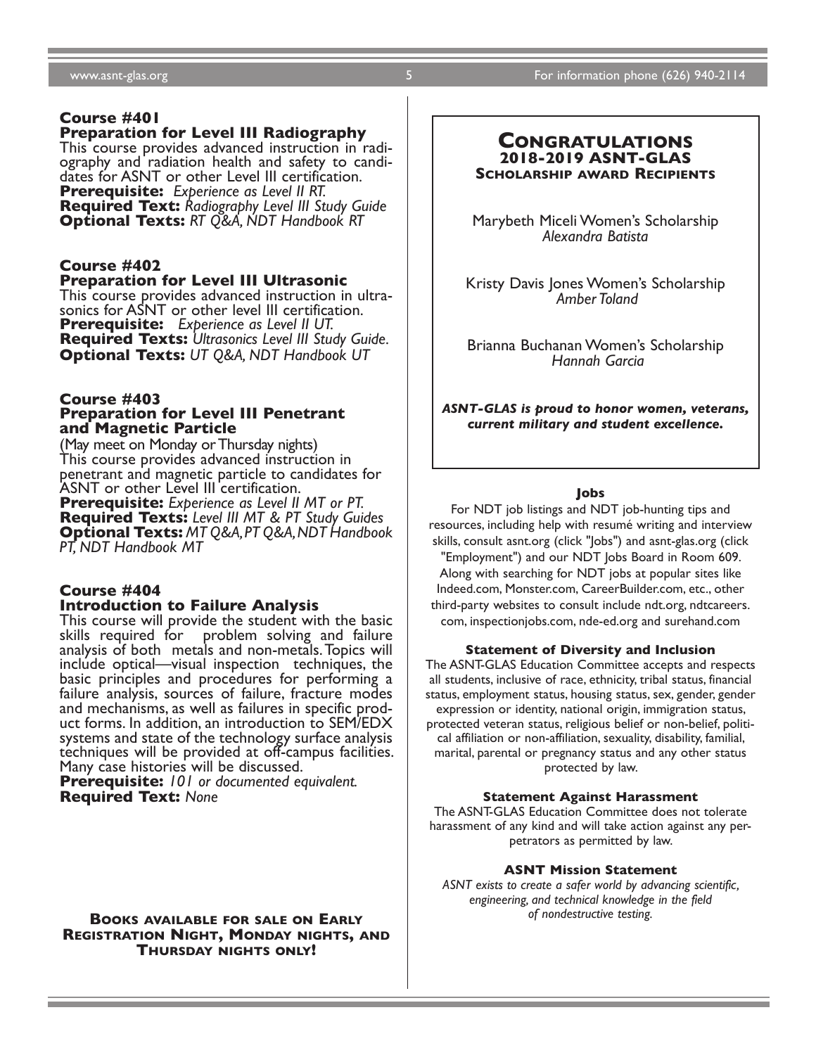### Course #401
### Preparation for Level III Radiography

This course provides advanced instruction in radiography and radiation health and safety to candidates for ASNT or other Level III certification.

**Prerequisite:** *Experience as Level II RT.*
**Required Text:** *Radiography Level III Study Guide*
**Optional Texts:** *RT Q&A, NDT Handbook RT*

### Course #402
### Preparation for Level III Ultrasonic

This course provides advanced instruction in ultrasonics for ASNT or other level III certification.

**Prerequisite:** *Experience as Level II UT.*
**Required Texts:** *Ultrasonics Level III Study Guide.*
**Optional Texts:** *UT Q&A, NDT Handbook UT*

### Course #403
### Preparation for Level III Penetrant and Magnetic Particle

(May meet on Monday or Thursday nights)

This course provides advanced instruction in penetrant and magnetic particle to candidates for ASNT or other Level III certification.

**Prerequisite:** *Experience as Level II MT or PT.*
**Required Texts:** *Level III MT & PT Study Guides*
**Optional Texts:** *MT Q&A, PT Q&A, NDT Handbook PT, NDT Handbook MT*

### Course #404
### Introduction to Failure Analysis

This course will provide the student with the basic skills required for problem solving and failure analysis of both metals and non-metals. Topics will include optical—visual inspection techniques, the basic principles and procedures for performing a failure analysis, sources of failure, fracture modes and mechanisms, as well as failures in specific product forms. In addition, an introduction to SEM/EDX systems and state of the technology surface analysis techniques will be provided at off-campus facilities. Many case histories will be discussed.

**Prerequisite:** *101 or documented equivalent.*
**Required Text:** *None*

**BOOKS AVAILABLE FOR SALE ON EARLY REGISTRATION NIGHT, MONDAY NIGHTS, AND THURSDAY NIGHTS ONLY!**

## CONGRATULATIONS
### 2018-2019 ASNT-GLAS SCHOLARSHIP AWARD RECIPIENTS

Marybeth Miceli Women's Scholarship
*Alexandra Batista*

Kristy Davis Jones Women's Scholarship
*Amber Toland*

Brianna Buchanan Women's Scholarship
*Hannah Garcia*

***ASNT-GLAS is proud to honor women, veterans, current military and student excellence.***

#### Jobs

For NDT job listings and NDT job-hunting tips and resources, including help with resumé writing and interview skills, consult asnt.org (click "Jobs") and asnt-glas.org (click "Employment") and our NDT Jobs Board in Room 609. Along with searching for NDT jobs at popular sites like Indeed.com, Monster.com, CareerBuilder.com, etc., other third-party websites to consult include ndt.org, ndtcareers.com, inspectionjobs.com, nde-ed.org and surehand.com

#### Statement of Diversity and Inclusion

The ASNT-GLAS Education Committee accepts and respects all students, inclusive of race, ethnicity, tribal status, financial status, employment status, housing status, sex, gender, gender expression or identity, national origin, immigration status, protected veteran status, religious belief or non-belief, political affiliation or non-affiliation, sexuality, disability, familial, marital, parental or pregnancy status and any other status protected by law.

#### Statement Against Harassment

The ASNT-GLAS Education Committee does not tolerate harassment of any kind and will take action against any perpetrators as permitted by law.

#### ASNT Mission Statement

*ASNT exists to create a safer world by advancing scientific, engineering, and technical knowledge in the field of nondestructive testing.*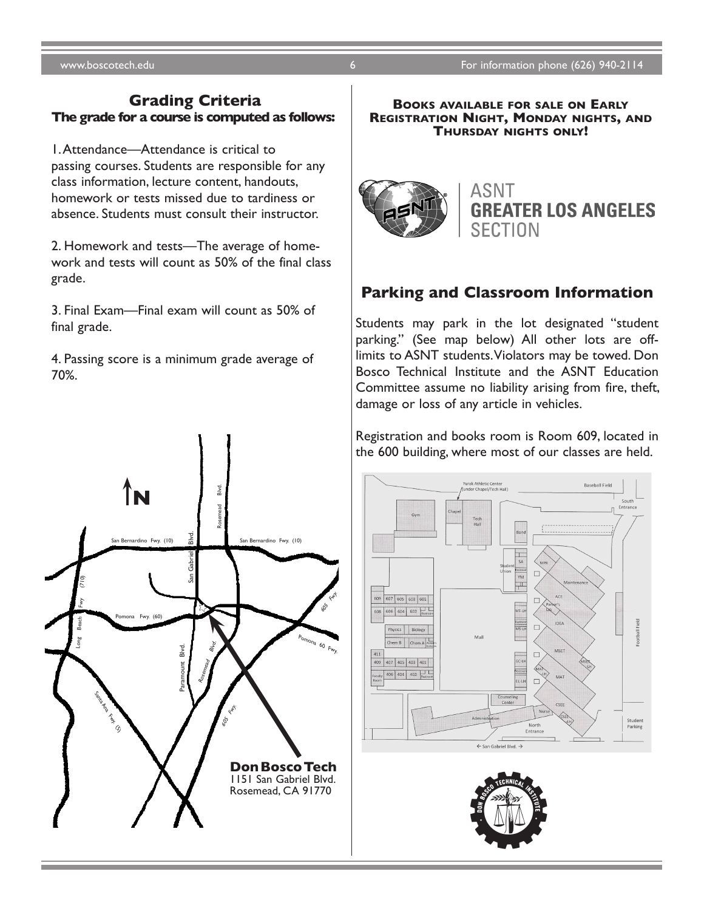## Grading Criteria

**The grade for a course is computed as follows:**

1. Attendance—Attendance is critical to passing courses. Students are responsible for any class information, lecture content, handouts, homework or tests missed due to tardiness or absence. Students must consult their instructor.

2. Homework and tests—The average of homework and tests will count as 50% of the final class grade.

3. Final Exam—Final exam will count as 50% of final grade.

4. Passing score is a minimum grade average of 70%.

**Don Bosco Tech**
1151 San Gabriel Blvd.
Rosemead, CA 91770

**BOOKS AVAILABLE FOR SALE ON EARLY REGISTRATION NIGHT, MONDAY NIGHTS, AND THURSDAY NIGHTS ONLY!**

ASNT
**GREATER LOS ANGELES**
SECTION

## Parking and Classroom Information

Students may park in the lot designated "student parking." (See map below) All other lots are off-limits to ASNT students. Violators may be towed. Don Bosco Technical Institute and the ASNT Education Committee assume no liability arising from fire, theft, damage or loss of any article in vehicles.

Registration and books room is Room 609, located in the 600 building, where most of our classes are held.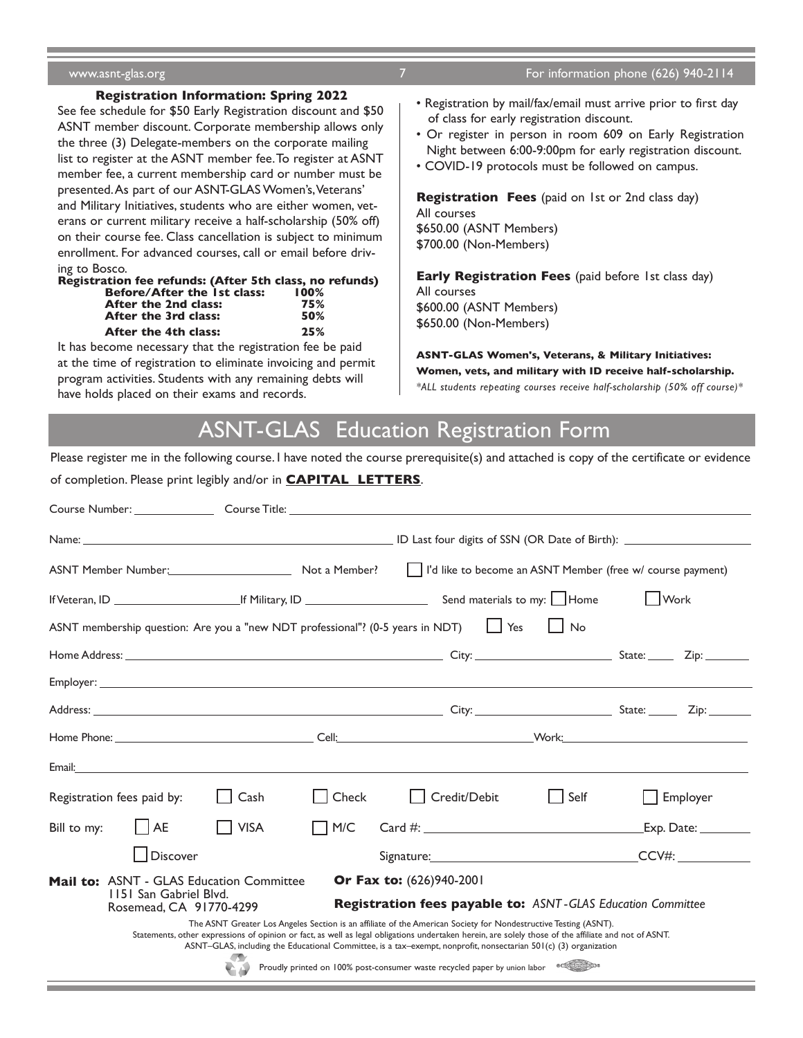### Registration Information: Spring 2022

See fee schedule for $50 Early Registration discount and $50 ASNT member discount. Corporate membership allows only the three (3) Delegate-members on the corporate mailing list to register at the ASNT member fee. To register at ASNT member fee, a current membership card or number must be presented. As part of our ASNT-GLAS Women's, Veterans' and Military Initiatives, students who are either women, veterans or current military receive a half-scholarship (50% off) on their course fee. Class cancellation is subject to minimum enrollment. For advanced courses, call or email before driving to Bosco.

**Registration fee refunds: (After 5th class, no refunds)**

| | |
|---|---|
| **Before/After the 1st class:** | **100%** |
| **After the 2nd class:** | **75%** |
| **After the 3rd class:** | **50%** |
| **After the 4th class:** | **25%** |

It has become necessary that the registration fee be paid at the time of registration to eliminate invoicing and permit program activities. Students with any remaining debts will have holds placed on their exams and records.

- Registration by mail/fax/email must arrive prior to first day of class for early registration discount.
- Or register in person in room 609 on Early Registration Night between 6:00-9:00pm for early registration discount.
- COVID-19 protocols must be followed on campus.

**Registration Fees** (paid on 1st or 2nd class day)
All courses
$650.00 (ASNT Members)
$700.00 (Non-Members)

**Early Registration Fees** (paid before 1st class day)
All courses
$600.00 (ASNT Members)
$650.00 (Non-Members)

**ASNT-GLAS Women's, Veterans, & Military Initiatives:**
**Women, vets, and military with ID receive half-scholarship.**
*\*ALL students repeating courses receive half-scholarship (50% off course)\**

## ASNT-GLAS Education Registration Form

Please register me in the following course. I have noted the course prerequisite(s) and attached is copy of the certificate or evidence of completion. Please print legibly and/or in **CAPITAL LETTERS**.

Course Number: ____________ Course Title: ____________________________________________

Name: ______________________________ ID Last four digits of SSN (OR Date of Birth): ______________

ASNT Member Number: ______________ Not a Member? ☐ I'd like to become an ASNT Member (free w/ course payment)

If Veteran, ID ______________ If Military, ID ______________ Send materials to my: ☐ Home ☐ Work

ASNT membership question: Are you a "new NDT professional"? (0-5 years in NDT) ☐ Yes ☐ No

Home Address: ______________________________ City: ______________ State: _____ Zip: _______

Employer: ______________________________________________________________

Address: ______________________________ City: ______________ State: _____ Zip: _______

Home Phone: ______________________ Cell: ______________________ Work: ______________________

Email: ______________________________________________________________

Registration fees paid by: ☐ Cash ☐ Check ☐ Credit/Debit ☐ Self ☐ Employer

Bill to my: ☐ AE ☐ VISA ☐ M/C Card #: ______________________ Exp. Date: ________

☐ Discover Signature: ______________________ CCV#: ________

**Mail to:** ASNT - GLAS Education Committee
1151 San Gabriel Blvd.
Rosemead, CA 91770-4299

**Or Fax to:** (626)940-2001

**Registration fees payable to:** *ASNT-GLAS Education Committee*

The ASNT Greater Los Angeles Section is an affiliate of the American Society for Nondestructive Testing (ASNT).
Statements, other expressions of opinion or fact, as well as legal obligations undertaken herein, are solely those of the affiliate and not of ASNT.
ASNT–GLAS, including the Educational Committee, is a tax–exempt, nonprofit, nonsectarian 501(c) (3) organization

Proudly printed on 100% post-consumer waste recycled paper by union labor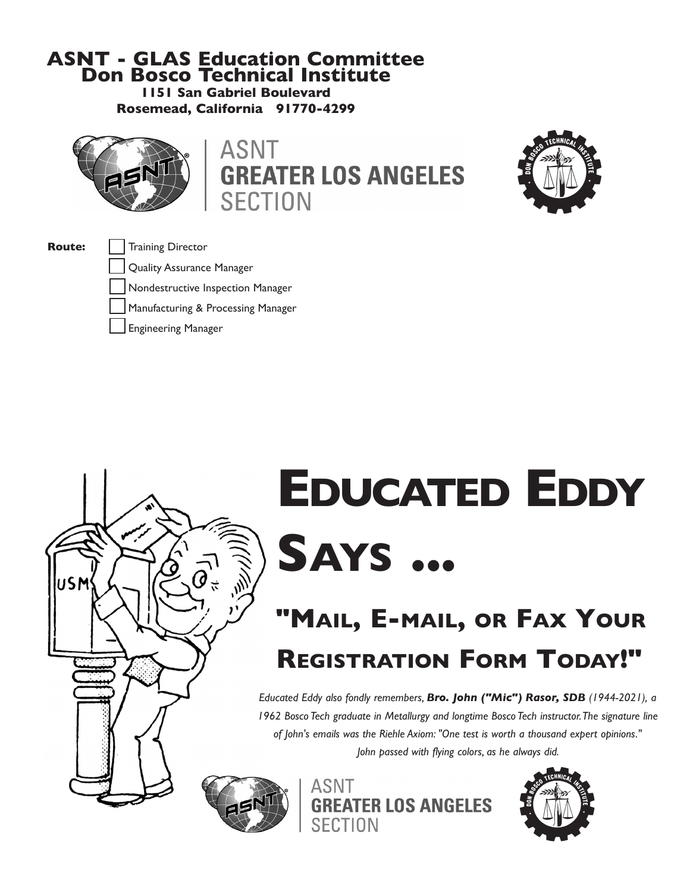**ASNT - GLAS Education Committee**
**Don Bosco Technical Institute**
**1151 San Gabriel Boulevard**
**Rosemead, California 91770-4299**

ASNT
**GREATER LOS ANGELES**
SECTION

**Route:**

- [ ] Training Director
- [ ] Quality Assurance Manager
- [ ] Nondestructive Inspection Manager
- [ ] Manufacturing & Processing Manager
- [ ] Engineering Manager

# EDUCATED EDDY SAYS ...

## "MAIL, E-MAIL, OR FAX YOUR REGISTRATION FORM TODAY!"

*Educated Eddy also fondly remembers, **Bro. John ("Mic") Rasor, SDB** (1944-2021), a 1962 Bosco Tech graduate in Metallurgy and longtime Bosco Tech instructor. The signature line of John's emails was the Riehle Axiom: "One test is worth a thousand expert opinions." John passed with flying colors, as he always did.*

ASNT
**GREATER LOS ANGELES**
SECTION